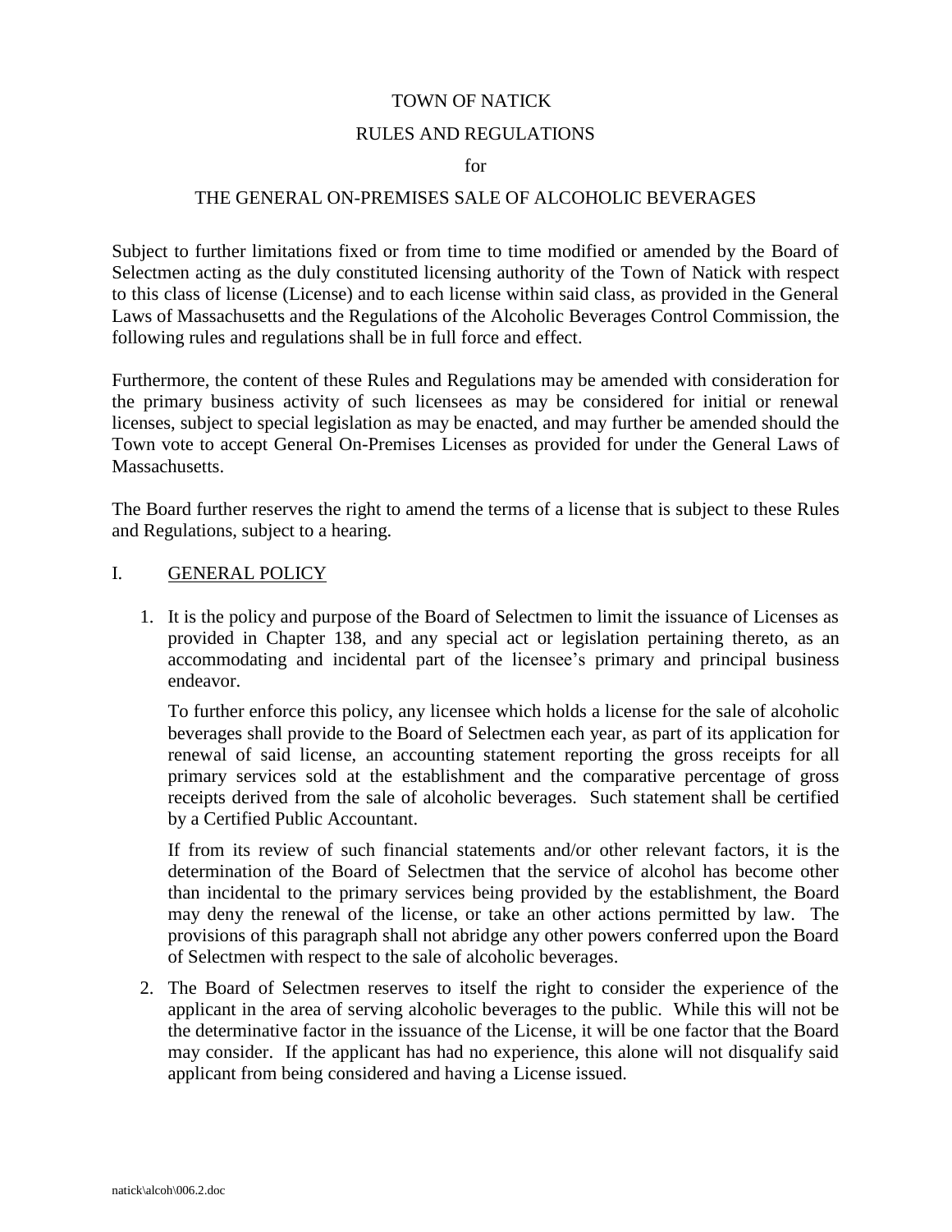# TOWN OF NATICK

## RULES AND REGULATIONS

for

## THE GENERAL ON-PREMISES SALE OF ALCOHOLIC BEVERAGES

Subject to further limitations fixed or from time to time modified or amended by the Board of Selectmen acting as the duly constituted licensing authority of the Town of Natick with respect to this class of license (License) and to each license within said class, as provided in the General Laws of Massachusetts and the Regulations of the Alcoholic Beverages Control Commission, the following rules and regulations shall be in full force and effect.

Furthermore, the content of these Rules and Regulations may be amended with consideration for the primary business activity of such licensees as may be considered for initial or renewal licenses, subject to special legislation as may be enacted, and may further be amended should the Town vote to accept General On-Premises Licenses as provided for under the General Laws of Massachusetts.

The Board further reserves the right to amend the terms of a license that is subject to these Rules and Regulations, subject to a hearing.

### I. GENERAL POLICY

1. It is the policy and purpose of the Board of Selectmen to limit the issuance of Licenses as provided in Chapter 138, and any special act or legislation pertaining thereto, as an accommodating and incidental part of the licensee's primary and principal business endeavor.

   To further enforce this policy, any licensee which holds a license for the sale of alcoholic beverages shall provide to the Board of Selectmen each year, as part of its application for renewal of said license, an accounting statement reporting the gross receipts for all primary services sold at the establishment and the comparative percentage of gross receipts derived from the sale of alcoholic beverages. Such statement shall be certified by a Certified Public Accountant.

   If from its review of such financial statements and/or other relevant factors, it is the determination of the Board of Selectmen that the service of alcohol has become other than incidental to the primary services being provided by the establishment, the Board may deny the renewal of the license, or take an other actions permitted by law. The provisions of this paragraph shall not abridge any other powers conferred upon the Board of Selectmen with respect to the sale of alcoholic beverages.

2. The Board of Selectmen reserves to itself the right to consider the experience of the applicant in the area of serving alcoholic beverages to the public. While this will not be the determinative factor in the issuance of the License, it will be one factor that the Board may consider. If the applicant has had no experience, this alone will not disqualify said applicant from being considered and having a License issued.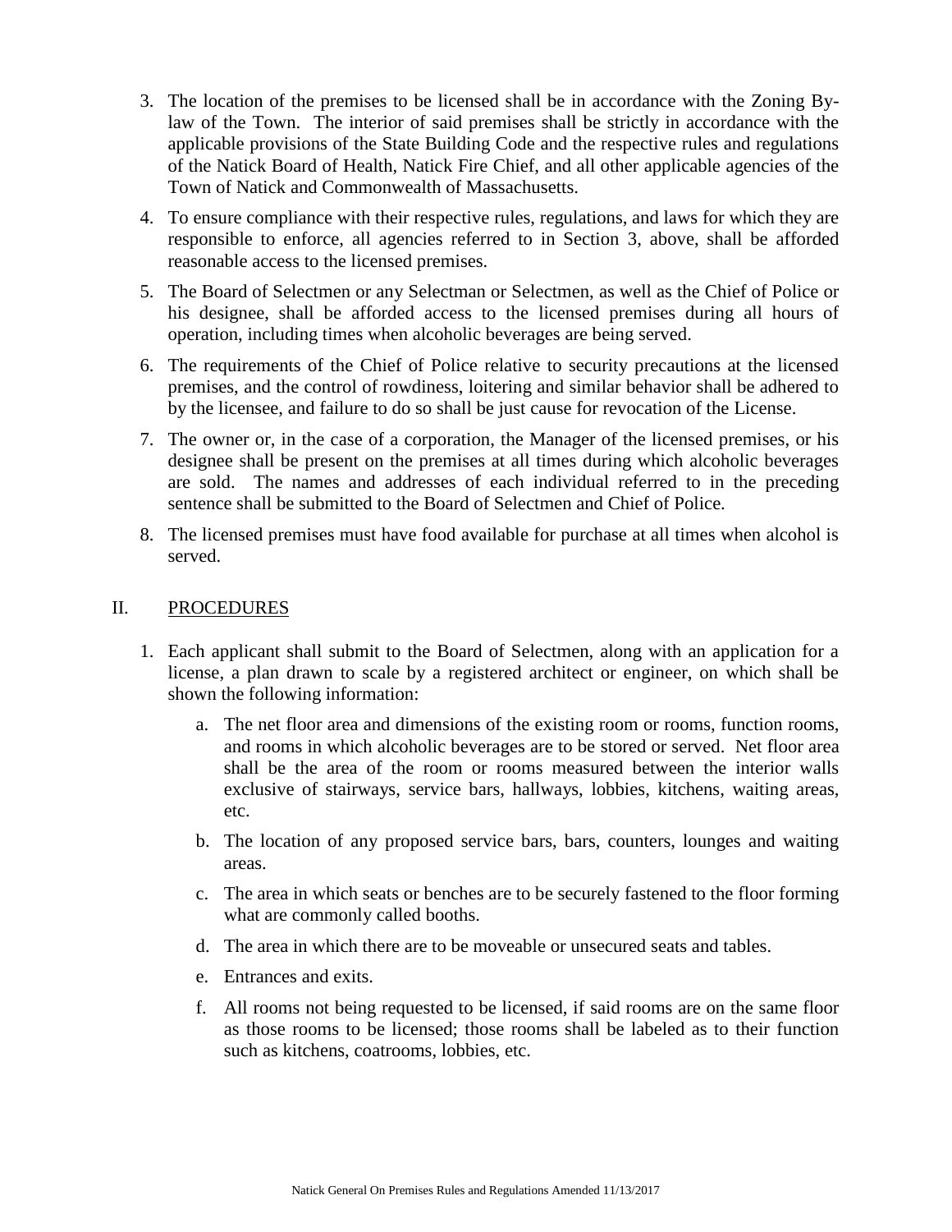3. The location of the premises to be licensed shall be in accordance with the Zoning By-law of the Town. The interior of said premises shall be strictly in accordance with the applicable provisions of the State Building Code and the respective rules and regulations of the Natick Board of Health, Natick Fire Chief, and all other applicable agencies of the Town of Natick and Commonwealth of Massachusetts.

4. To ensure compliance with their respective rules, regulations, and laws for which they are responsible to enforce, all agencies referred to in Section 3, above, shall be afforded reasonable access to the licensed premises.

5. The Board of Selectmen or any Selectman or Selectmen, as well as the Chief of Police or his designee, shall be afforded access to the licensed premises during all hours of operation, including times when alcoholic beverages are being served.

6. The requirements of the Chief of Police relative to security precautions at the licensed premises, and the control of rowdiness, loitering and similar behavior shall be adhered to by the licensee, and failure to do so shall be just cause for revocation of the License.

7. The owner or, in the case of a corporation, the Manager of the licensed premises, or his designee shall be present on the premises at all times during which alcoholic beverages are sold. The names and addresses of each individual referred to in the preceding sentence shall be submitted to the Board of Selectmen and Chief of Police.

8. The licensed premises must have food available for purchase at all times when alcohol is served.

## II. PROCEDURES

1. Each applicant shall submit to the Board of Selectmen, along with an application for a license, a plan drawn to scale by a registered architect or engineer, on which shall be shown the following information:

   a. The net floor area and dimensions of the existing room or rooms, function rooms, and rooms in which alcoholic beverages are to be stored or served. Net floor area shall be the area of the room or rooms measured between the interior walls exclusive of stairways, service bars, hallways, lobbies, kitchens, waiting areas, etc.

   b. The location of any proposed service bars, bars, counters, lounges and waiting areas.

   c. The area in which seats or benches are to be securely fastened to the floor forming what are commonly called booths.

   d. The area in which there are to be moveable or unsecured seats and tables.

   e. Entrances and exits.

   f. All rooms not being requested to be licensed, if said rooms are on the same floor as those rooms to be licensed; those rooms shall be labeled as to their function such as kitchens, coatrooms, lobbies, etc.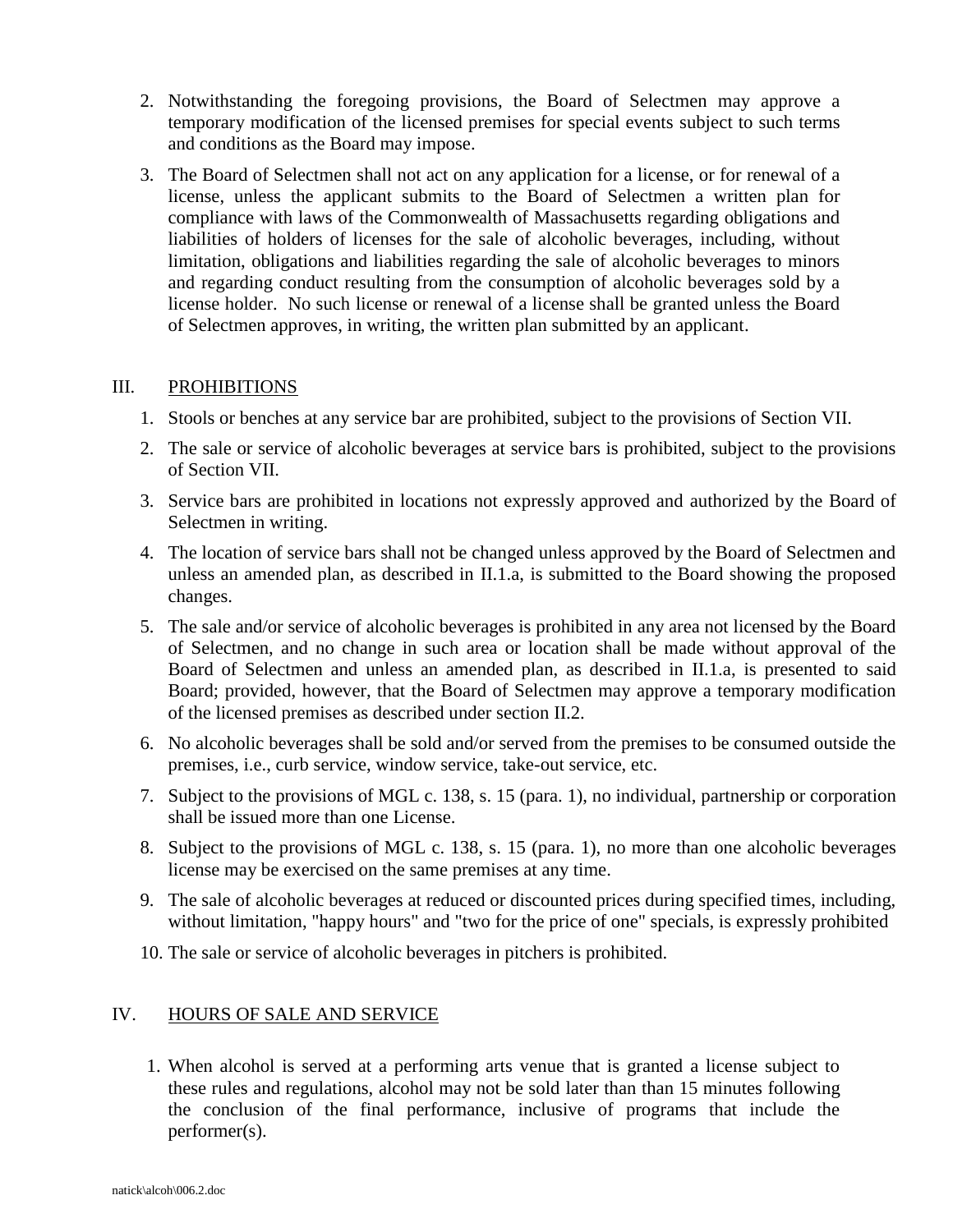2. Notwithstanding the foregoing provisions, the Board of Selectmen may approve a temporary modification of the licensed premises for special events subject to such terms and conditions as the Board may impose.

3. The Board of Selectmen shall not act on any application for a license, or for renewal of a license, unless the applicant submits to the Board of Selectmen a written plan for compliance with laws of the Commonwealth of Massachusetts regarding obligations and liabilities of holders of licenses for the sale of alcoholic beverages, including, without limitation, obligations and liabilities regarding the sale of alcoholic beverages to minors and regarding conduct resulting from the consumption of alcoholic beverages sold by a license holder. No such license or renewal of a license shall be granted unless the Board of Selectmen approves, in writing, the written plan submitted by an applicant.

## III. PROHIBITIONS

1. Stools or benches at any service bar are prohibited, subject to the provisions of Section VII.
2. The sale or service of alcoholic beverages at service bars is prohibited, subject to the provisions of Section VII.
3. Service bars are prohibited in locations not expressly approved and authorized by the Board of Selectmen in writing.
4. The location of service bars shall not be changed unless approved by the Board of Selectmen and unless an amended plan, as described in II.1.a, is submitted to the Board showing the proposed changes.
5. The sale and/or service of alcoholic beverages is prohibited in any area not licensed by the Board of Selectmen, and no change in such area or location shall be made without approval of the Board of Selectmen and unless an amended plan, as described in II.1.a, is presented to said Board; provided, however, that the Board of Selectmen may approve a temporary modification of the licensed premises as described under section II.2.
6. No alcoholic beverages shall be sold and/or served from the premises to be consumed outside the premises, i.e., curb service, window service, take-out service, etc.
7. Subject to the provisions of MGL c. 138, s. 15 (para. 1), no individual, partnership or corporation shall be issued more than one License.
8. Subject to the provisions of MGL c. 138, s. 15 (para. 1), no more than one alcoholic beverages license may be exercised on the same premises at any time.
9. The sale of alcoholic beverages at reduced or discounted prices during specified times, including, without limitation, "happy hours" and "two for the price of one" specials, is expressly prohibited
10. The sale or service of alcoholic beverages in pitchers is prohibited.

## IV. HOURS OF SALE AND SERVICE

1. When alcohol is served at a performing arts venue that is granted a license subject to these rules and regulations, alcohol may not be sold later than than 15 minutes following the conclusion of the final performance, inclusive of programs that include the performer(s).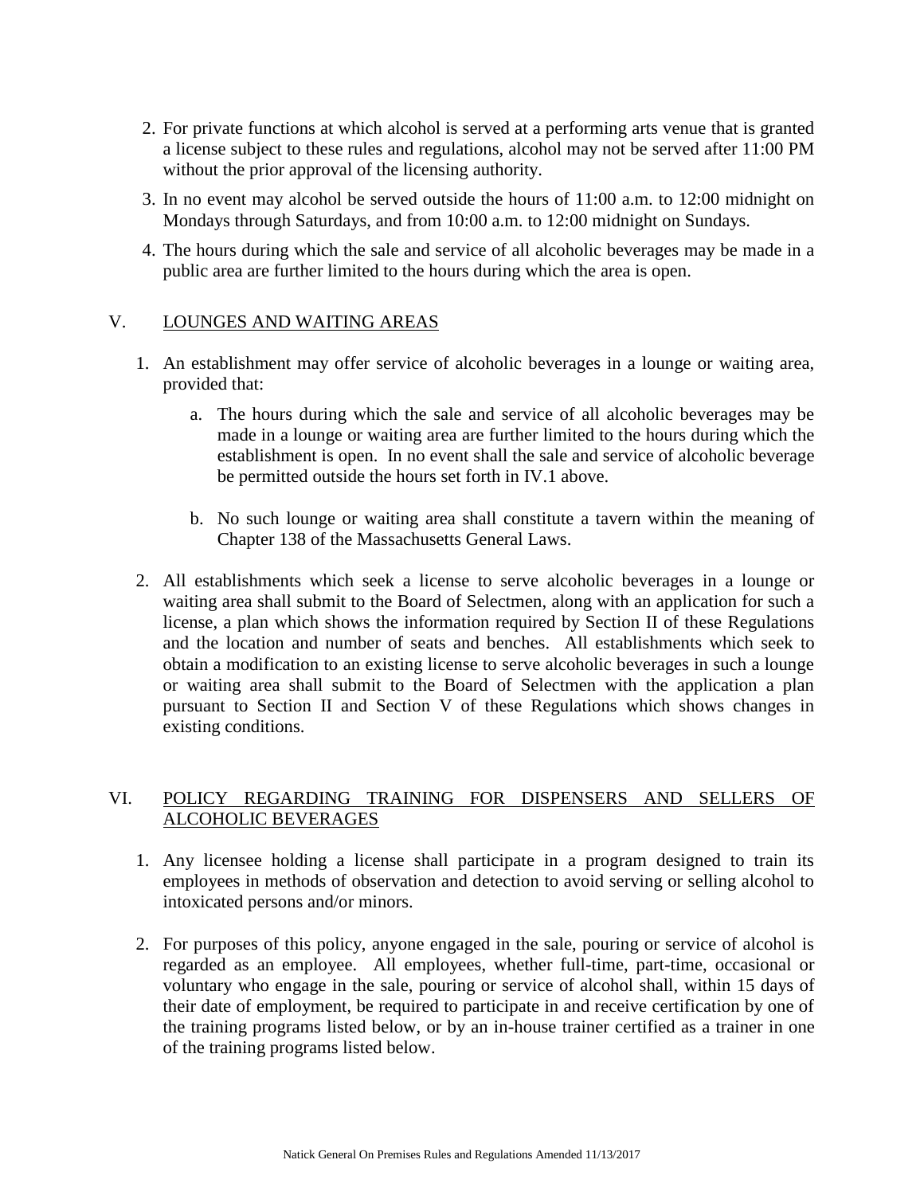2. For private functions at which alcohol is served at a performing arts venue that is granted a license subject to these rules and regulations, alcohol may not be served after 11:00 PM without the prior approval of the licensing authority.

3. In no event may alcohol be served outside the hours of 11:00 a.m. to 12:00 midnight on Mondays through Saturdays, and from 10:00 a.m. to 12:00 midnight on Sundays.

4. The hours during which the sale and service of all alcoholic beverages may be made in a public area are further limited to the hours during which the area is open.

## V. LOUNGES AND WAITING AREAS

1. An establishment may offer service of alcoholic beverages in a lounge or waiting area, provided that:

   a. The hours during which the sale and service of all alcoholic beverages may be made in a lounge or waiting area are further limited to the hours during which the establishment is open. In no event shall the sale and service of alcoholic beverage be permitted outside the hours set forth in IV.1 above.

   b. No such lounge or waiting area shall constitute a tavern within the meaning of Chapter 138 of the Massachusetts General Laws.

2. All establishments which seek a license to serve alcoholic beverages in a lounge or waiting area shall submit to the Board of Selectmen, along with an application for such a license, a plan which shows the information required by Section II of these Regulations and the location and number of seats and benches. All establishments which seek to obtain a modification to an existing license to serve alcoholic beverages in such a lounge or waiting area shall submit to the Board of Selectmen with the application a plan pursuant to Section II and Section V of these Regulations which shows changes in existing conditions.

## VI. POLICY REGARDING TRAINING FOR DISPENSERS AND SELLERS OF ALCOHOLIC BEVERAGES

1. Any licensee holding a license shall participate in a program designed to train its employees in methods of observation and detection to avoid serving or selling alcohol to intoxicated persons and/or minors.

2. For purposes of this policy, anyone engaged in the sale, pouring or service of alcohol is regarded as an employee. All employees, whether full-time, part-time, occasional or voluntary who engage in the sale, pouring or service of alcohol shall, within 15 days of their date of employment, be required to participate in and receive certification by one of the training programs listed below, or by an in-house trainer certified as a trainer in one of the training programs listed below.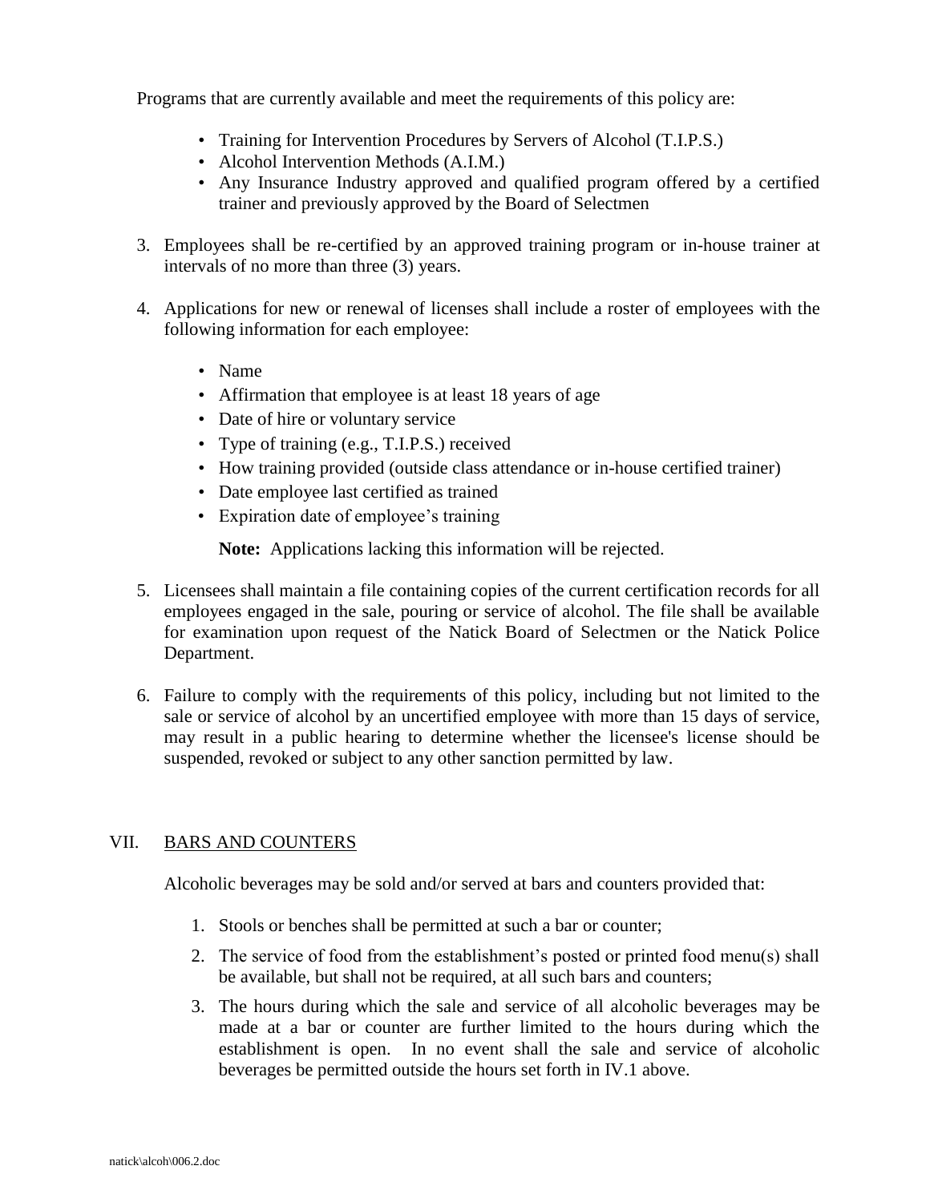Programs that are currently available and meet the requirements of this policy are:

- Training for Intervention Procedures by Servers of Alcohol (T.I.P.S.)
- Alcohol Intervention Methods (A.I.M.)
- Any Insurance Industry approved and qualified program offered by a certified trainer and previously approved by the Board of Selectmen

3. Employees shall be re-certified by an approved training program or in-house trainer at intervals of no more than three (3) years.

4. Applications for new or renewal of licenses shall include a roster of employees with the following information for each employee:

   - Name
   - Affirmation that employee is at least 18 years of age
   - Date of hire or voluntary service
   - Type of training (e.g., T.I.P.S.) received
   - How training provided (outside class attendance or in-house certified trainer)
   - Date employee last certified as trained
   - Expiration date of employee's training

   **Note:** Applications lacking this information will be rejected.

5. Licensees shall maintain a file containing copies of the current certification records for all employees engaged in the sale, pouring or service of alcohol. The file shall be available for examination upon request of the Natick Board of Selectmen or the Natick Police Department.

6. Failure to comply with the requirements of this policy, including but not limited to the sale or service of alcohol by an uncertified employee with more than 15 days of service, may result in a public hearing to determine whether the licensee's license should be suspended, revoked or subject to any other sanction permitted by law.

## VII. BARS AND COUNTERS

Alcoholic beverages may be sold and/or served at bars and counters provided that:

1. Stools or benches shall be permitted at such a bar or counter;
2. The service of food from the establishment's posted or printed food menu(s) shall be available, but shall not be required, at all such bars and counters;
3. The hours during which the sale and service of all alcoholic beverages may be made at a bar or counter are further limited to the hours during which the establishment is open. In no event shall the sale and service of alcoholic beverages be permitted outside the hours set forth in IV.1 above.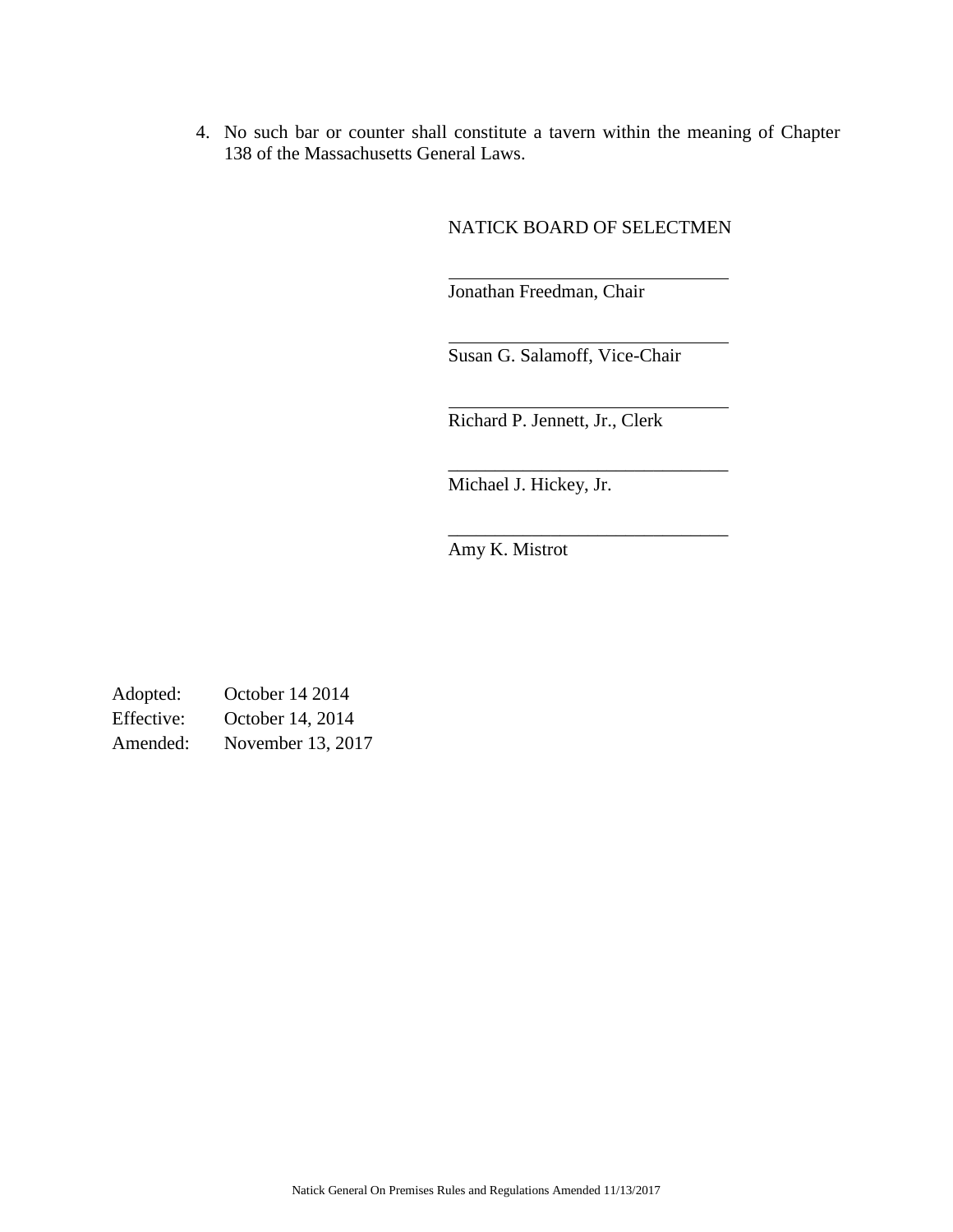4. No such bar or counter shall constitute a tavern within the meaning of Chapter 138 of the Massachusetts General Laws.

NATICK BOARD OF SELECTMEN

\_\_\_\_\_\_\_\_\_\_\_\_\_\_\_\_\_\_\_\_\_\_\_\_\_\_\_\_\_\_\_\_
Jonathan Freedman, Chair

\_\_\_\_\_\_\_\_\_\_\_\_\_\_\_\_\_\_\_\_\_\_\_\_\_\_\_\_\_\_\_\_
Susan G. Salamoff, Vice-Chair

\_\_\_\_\_\_\_\_\_\_\_\_\_\_\_\_\_\_\_\_\_\_\_\_\_\_\_\_\_\_\_\_
Richard P. Jennett, Jr., Clerk

\_\_\_\_\_\_\_\_\_\_\_\_\_\_\_\_\_\_\_\_\_\_\_\_\_\_\_\_\_\_\_\_
Michael J. Hickey, Jr.

\_\_\_\_\_\_\_\_\_\_\_\_\_\_\_\_\_\_\_\_\_\_\_\_\_\_\_\_\_\_\_\_
Amy K. Mistrot

Adopted: October 14 2014
Effective: October 14, 2014
Amended: November 13, 2017